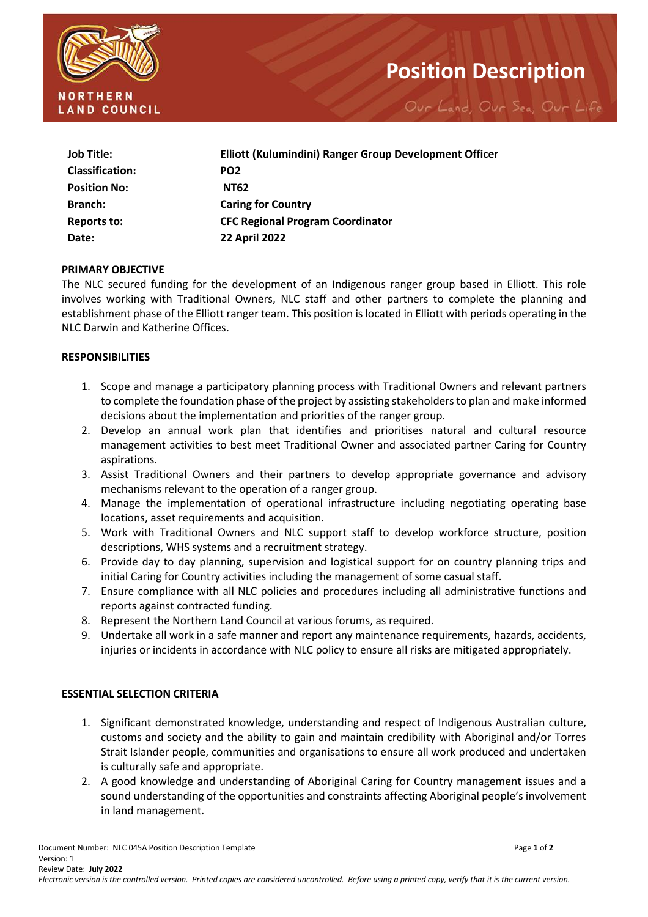# Position Description

NORTHERN LAND COUNCIL

*Our Land, Our Sea, Our Life*

| | |
|---|---|
| **Job Title:** | **Elliott (Kulumindini) Ranger Group Development Officer** |
| **Classification:** | **PO2** |
| **Position No:** | **NT62** |
| **Branch:** | **Caring for Country** |
| **Reports to:** | **CFC Regional Program Coordinator** |
| **Date:** | **22 April 2022** |

## PRIMARY OBJECTIVE

The NLC secured funding for the development of an Indigenous ranger group based in Elliott. This role involves working with Traditional Owners, NLC staff and other partners to complete the planning and establishment phase of the Elliott ranger team. This position is located in Elliott with periods operating in the NLC Darwin and Katherine Offices.

## RESPONSIBILITIES

1. Scope and manage a participatory planning process with Traditional Owners and relevant partners to complete the foundation phase of the project by assisting stakeholders to plan and make informed decisions about the implementation and priorities of the ranger group.
2. Develop an annual work plan that identifies and prioritises natural and cultural resource management activities to best meet Traditional Owner and associated partner Caring for Country aspirations.
3. Assist Traditional Owners and their partners to develop appropriate governance and advisory mechanisms relevant to the operation of a ranger group.
4. Manage the implementation of operational infrastructure including negotiating operating base locations, asset requirements and acquisition.
5. Work with Traditional Owners and NLC support staff to develop workforce structure, position descriptions, WHS systems and a recruitment strategy.
6. Provide day to day planning, supervision and logistical support for on country planning trips and initial Caring for Country activities including the management of some casual staff.
7. Ensure compliance with all NLC policies and procedures including all administrative functions and reports against contracted funding.
8. Represent the Northern Land Council at various forums, as required.
9. Undertake all work in a safe manner and report any maintenance requirements, hazards, accidents, injuries or incidents in accordance with NLC policy to ensure all risks are mitigated appropriately.

## ESSENTIAL SELECTION CRITERIA

1. Significant demonstrated knowledge, understanding and respect of Indigenous Australian culture, customs and society and the ability to gain and maintain credibility with Aboriginal and/or Torres Strait Islander people, communities and organisations to ensure all work produced and undertaken is culturally safe and appropriate.
2. A good knowledge and understanding of Aboriginal Caring for Country management issues and a sound understanding of the opportunities and constraints affecting Aboriginal people's involvement in land management.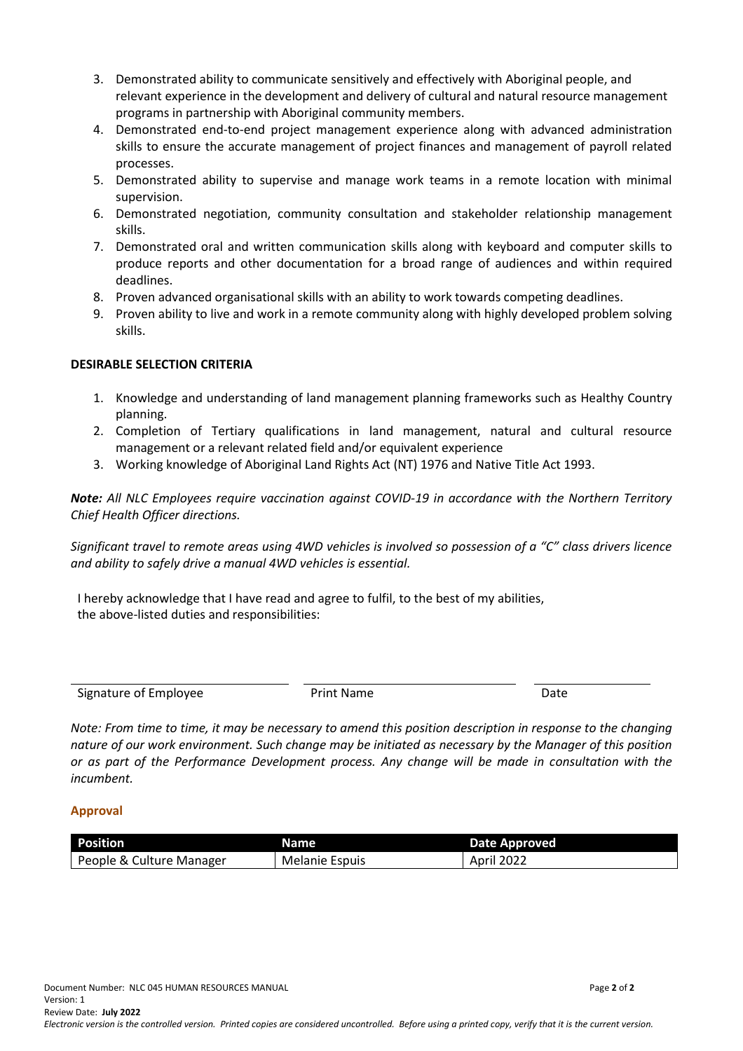3. Demonstrated ability to communicate sensitively and effectively with Aboriginal people, and relevant experience in the development and delivery of cultural and natural resource management programs in partnership with Aboriginal community members.
4. Demonstrated end-to-end project management experience along with advanced administration skills to ensure the accurate management of project finances and management of payroll related processes.
5. Demonstrated ability to supervise and manage work teams in a remote location with minimal supervision.
6. Demonstrated negotiation, community consultation and stakeholder relationship management skills.
7. Demonstrated oral and written communication skills along with keyboard and computer skills to produce reports and other documentation for a broad range of audiences and within required deadlines.
8. Proven advanced organisational skills with an ability to work towards competing deadlines.
9. Proven ability to live and work in a remote community along with highly developed problem solving skills.

**DESIRABLE SELECTION CRITERIA**

1. Knowledge and understanding of land management planning frameworks such as Healthy Country planning.
2. Completion of Tertiary qualifications in land management, natural and cultural resource management or a relevant related field and/or equivalent experience
3. Working knowledge of Aboriginal Land Rights Act (NT) 1976 and Native Title Act 1993.

***Note:*** *All NLC Employees require vaccination against COVID-19 in accordance with the Northern Territory Chief Health Officer directions.*

*Significant travel to remote areas using 4WD vehicles is involved so possession of a "C" class drivers licence and ability to safely drive a manual 4WD vehicles is essential.*

I hereby acknowledge that I have read and agree to fulfil, to the best of my abilities, the above-listed duties and responsibilities:

| Signature of Employee | Print Name | Date |
|---|---|---|

*Note: From time to time, it may be necessary to amend this position description in response to the changing nature of our work environment. Such change may be initiated as necessary by the Manager of this position or as part of the Performance Development process. Any change will be made in consultation with the incumbent.*

**Approval**

| Position | Name | Date Approved |
|---|---|---|
| People & Culture Manager | Melanie Espuis | April 2022 |

Document Number: NLC 045 HUMAN RESOURCES MANUAL
Version: 1
Review Date: **July 2022**
*Electronic version is the controlled version. Printed copies are considered uncontrolled. Before using a printed copy, verify that it is the current version.*